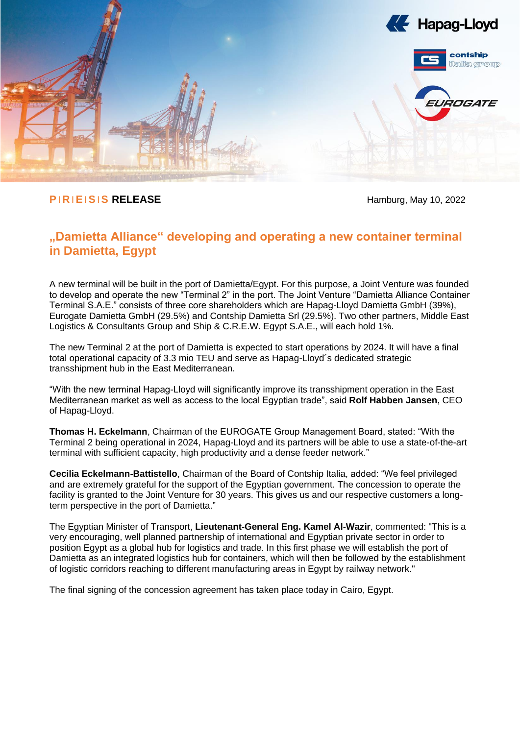P|R|E|S|S **RELEASE**

Hamburg, May 10, 2022

## „Damietta Alliance“ developing and operating a new container terminal in Damietta, Egypt

A new terminal will be built in the port of Damietta/Egypt. For this purpose, a Joint Venture was founded to develop and operate the new “Terminal 2” in the port. The Joint Venture “Damietta Alliance Container Terminal S.A.E.” consists of three core shareholders which are Hapag-Lloyd Damietta GmbH (39%), Eurogate Damietta GmbH (29.5%) and Contship Damietta Srl (29.5%). Two other partners, Middle East Logistics & Consultants Group and Ship & C.R.E.W. Egypt S.A.E., will each hold 1%.

The new Terminal 2 at the port of Damietta is expected to start operations by 2024. It will have a final total operational capacity of 3.3 mio TEU and serve as Hapag-Lloyd´s dedicated strategic transshipment hub in the East Mediterranean.

“With the new terminal Hapag-Lloyd will significantly improve its transshipment operation in the East Mediterranean market as well as access to the local Egyptian trade”, said **Rolf Habben Jansen**, CEO of Hapag-Lloyd.

**Thomas H. Eckelmann**, Chairman of the EUROGATE Group Management Board, stated: “With the Terminal 2 being operational in 2024, Hapag-Lloyd and its partners will be able to use a state-of-the-art terminal with sufficient capacity, high productivity and a dense feeder network.”

**Cecilia Eckelmann-Battistello**, Chairman of the Board of Contship Italia, added: “We feel privileged and are extremely grateful for the support of the Egyptian government. The concession to operate the facility is granted to the Joint Venture for 30 years. This gives us and our respective customers a long-term perspective in the port of Damietta.”

The Egyptian Minister of Transport, **Lieutenant-General Eng. Kamel Al-Wazir**, commented: "This is a very encouraging, well planned partnership of international and Egyptian private sector in order to position Egypt as a global hub for logistics and trade. In this first phase we will establish the port of Damietta as an integrated logistics hub for containers, which will then be followed by the establishment of logistic corridors reaching to different manufacturing areas in Egypt by railway network."

The final signing of the concession agreement has taken place today in Cairo, Egypt.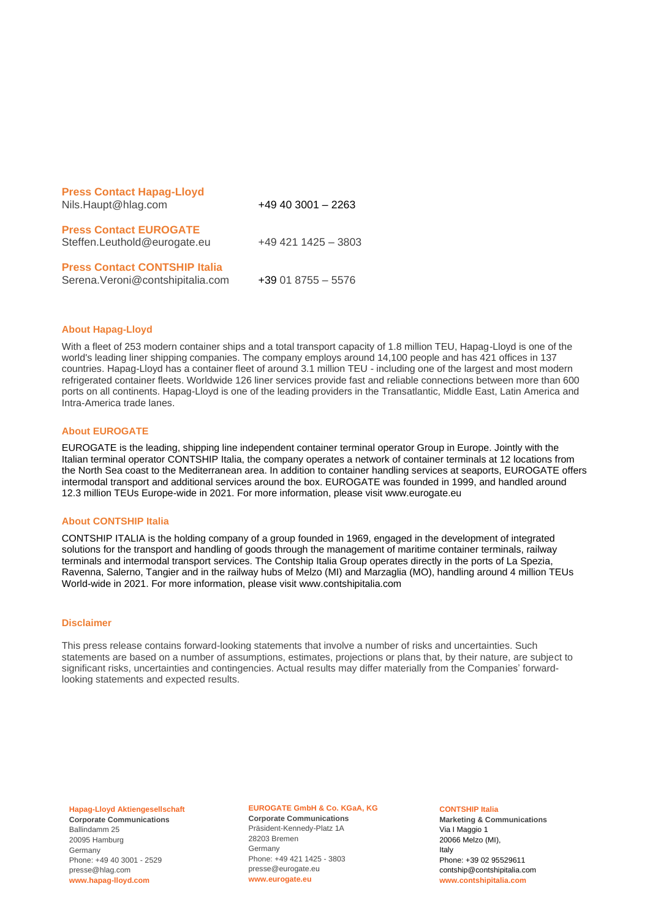**Press Contact Hapag-Lloyd**
Nils.Haupt@hlag.com +49 40 3001 – 2263

**Press Contact EUROGATE**
Steffen.Leuthold@eurogate.eu +49 421 1425 – 3803

**Press Contact CONTSHIP Italia**
Serena.Veroni@contshipitalia.com +39 01 8755 – 5576

### About Hapag-Lloyd

With a fleet of 253 modern container ships and a total transport capacity of 1.8 million TEU, Hapag-Lloyd is one of the world's leading liner shipping companies. The company employs around 14,100 people and has 421 offices in 137 countries. Hapag-Lloyd has a container fleet of around 3.1 million TEU - including one of the largest and most modern refrigerated container fleets. Worldwide 126 liner services provide fast and reliable connections between more than 600 ports on all continents. Hapag-Lloyd is one of the leading providers in the Transatlantic, Middle East, Latin America and Intra-America trade lanes.

### About EUROGATE

EUROGATE is the leading, shipping line independent container terminal operator Group in Europe. Jointly with the Italian terminal operator CONTSHIP Italia, the company operates a network of container terminals at 12 locations from the North Sea coast to the Mediterranean area. In addition to container handling services at seaports, EUROGATE offers intermodal transport and additional services around the box. EUROGATE was founded in 1999, and handled around 12.3 million TEUs Europe-wide in 2021. For more information, please visit www.eurogate.eu

### About CONTSHIP Italia

CONTSHIP ITALIA is the holding company of a group founded in 1969, engaged in the development of integrated solutions for the transport and handling of goods through the management of maritime container terminals, railway terminals and intermodal transport services. The Contship Italia Group operates directly in the ports of La Spezia, Ravenna, Salerno, Tangier and in the railway hubs of Melzo (MI) and Marzaglia (MO), handling around 4 million TEUs World-wide in 2021. For more information, please visit www.contshipitalia.com

### Disclaimer

This press release contains forward-looking statements that involve a number of risks and uncertainties. Such statements are based on a number of assumptions, estimates, projections or plans that, by their nature, are subject to significant risks, uncertainties and contingencies. Actual results may differ materially from the Companies' forward-looking statements and expected results.

**Hapag-Lloyd Aktiengesellschaft**
**Corporate Communications**
Ballindamm 25
20095 Hamburg
Germany
Phone: +49 40 3001 - 2529
presse@hlag.com
**www.hapag-lloyd.com**

**EUROGATE GmbH & Co. KGaA, KG**
**Corporate Communications**
Präsident-Kennedy-Platz 1A
28203 Bremen
Germany
Phone: +49 421 1425 - 3803
presse@eurogate.eu
**www.eurogate.eu**

**CONTSHIP Italia**
**Marketing & Communications**
Via I Maggio 1
20066 Melzo (MI),
Italy
Phone: +39 02 95529611
contship@contshipitalia.com
**www.contshipitalia.com**